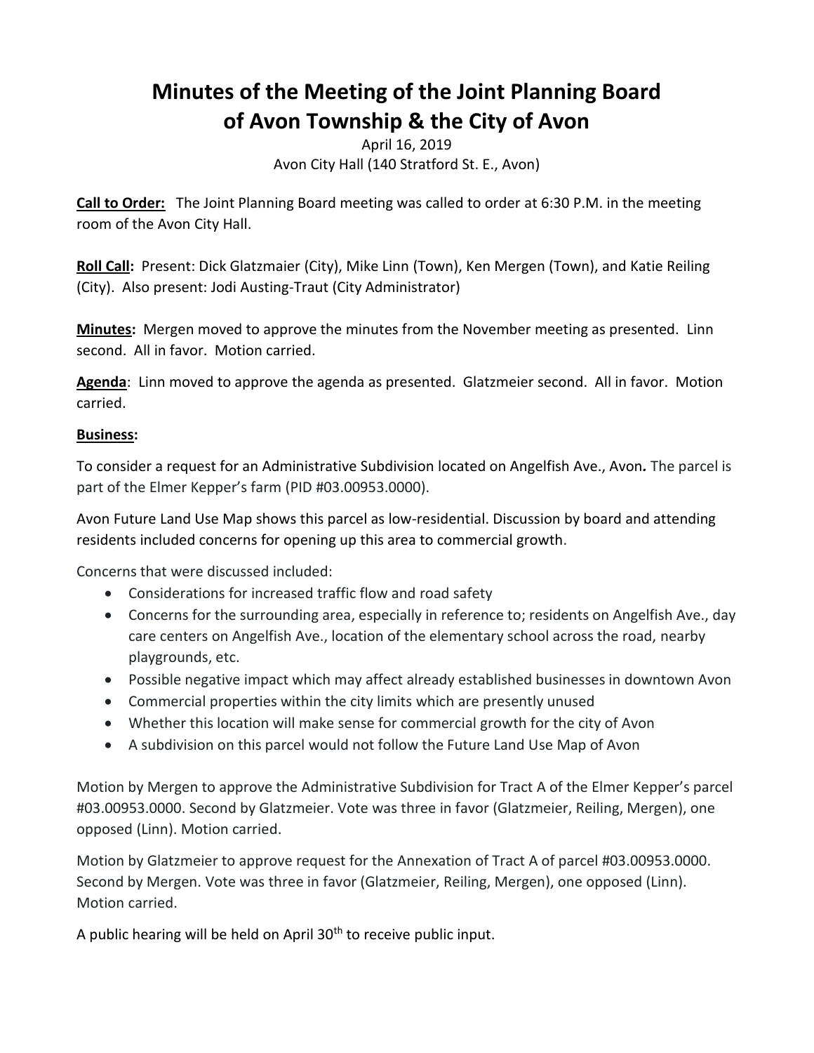# Minutes of the Meeting of the Joint Planning Board of Avon Township & the City of Avon

April 16, 2019
Avon City Hall (140 Stratford St. E., Avon)

**Call to Order:** The Joint Planning Board meeting was called to order at 6:30 P.M. in the meeting room of the Avon City Hall.

**Roll Call:** Present: Dick Glatzmaier (City), Mike Linn (Town), Ken Mergen (Town), and Katie Reiling (City). Also present: Jodi Austing-Traut (City Administrator)

**Minutes:** Mergen moved to approve the minutes from the November meeting as presented. Linn second. All in favor. Motion carried.

**Agenda**: Linn moved to approve the agenda as presented. Glatzmeier second. All in favor. Motion carried.

**Business:**

To consider a request for an Administrative Subdivision located on Angelfish Ave., Avon. The parcel is part of the Elmer Kepper's farm (PID #03.00953.0000).

Avon Future Land Use Map shows this parcel as low-residential. Discussion by board and attending residents included concerns for opening up this area to commercial growth.

Concerns that were discussed included:

- Considerations for increased traffic flow and road safety
- Concerns for the surrounding area, especially in reference to; residents on Angelfish Ave., day care centers on Angelfish Ave., location of the elementary school across the road, nearby playgrounds, etc.
- Possible negative impact which may affect already established businesses in downtown Avon
- Commercial properties within the city limits which are presently unused
- Whether this location will make sense for commercial growth for the city of Avon
- A subdivision on this parcel would not follow the Future Land Use Map of Avon

Motion by Mergen to approve the Administrative Subdivision for Tract A of the Elmer Kepper's parcel #03.00953.0000. Second by Glatzmeier. Vote was three in favor (Glatzmeier, Reiling, Mergen), one opposed (Linn). Motion carried.

Motion by Glatzmeier to approve request for the Annexation of Tract A of parcel #03.00953.0000. Second by Mergen. Vote was three in favor (Glatzmeier, Reiling, Mergen), one opposed (Linn). Motion carried.

A public hearing will be held on April 30th to receive public input.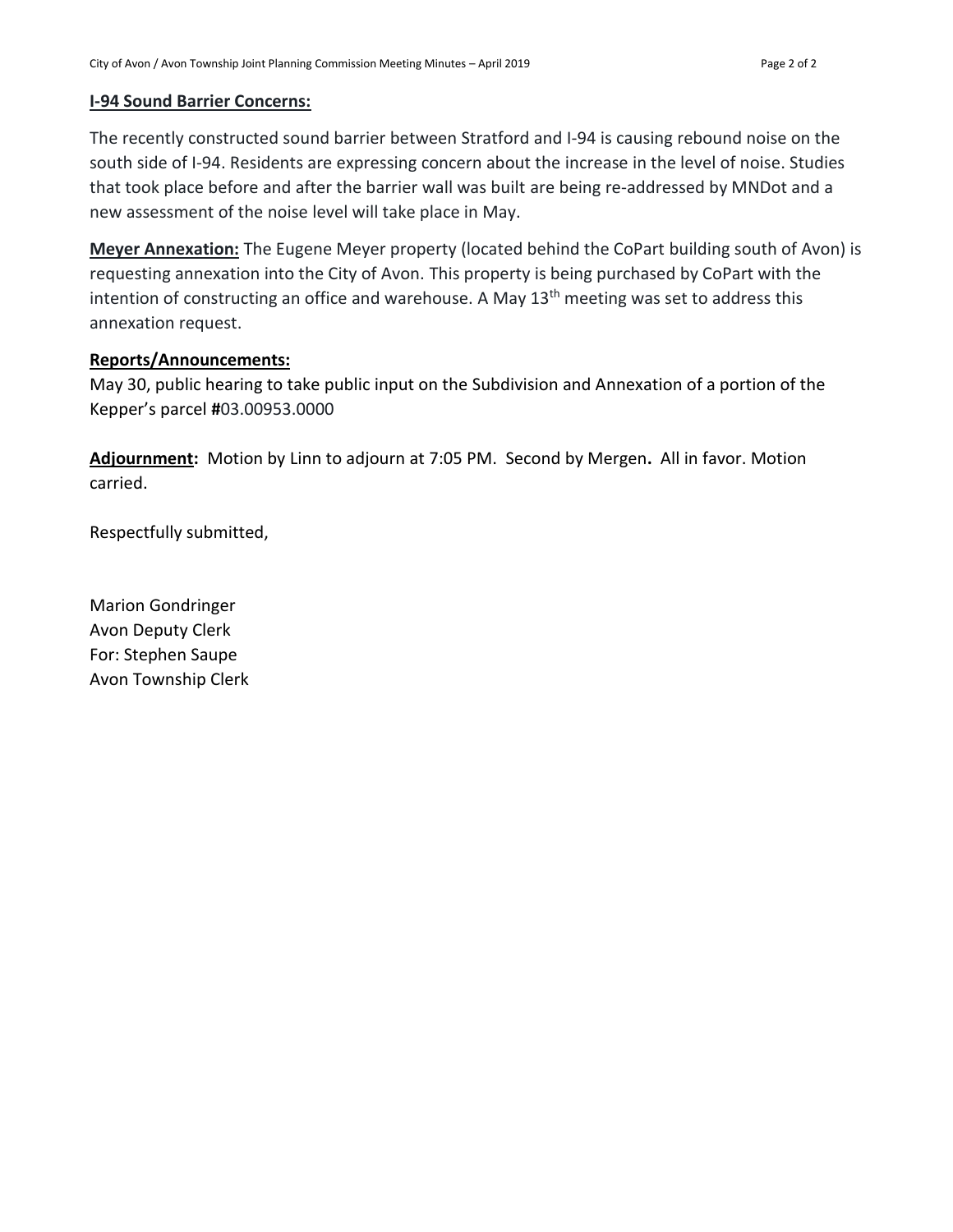**I-94 Sound Barrier Concerns:**

The recently constructed sound barrier between Stratford and I-94 is causing rebound noise on the south side of I-94. Residents are expressing concern about the increase in the level of noise. Studies that took place before and after the barrier wall was built are being re-addressed by MNDot and a new assessment of the noise level will take place in May.

**Meyer Annexation:** The Eugene Meyer property (located behind the CoPart building south of Avon) is requesting annexation into the City of Avon. This property is being purchased by CoPart with the intention of constructing an office and warehouse. A May 13th meeting was set to address this annexation request.

**Reports/Announcements:**

May 30, public hearing to take public input on the Subdivision and Annexation of a portion of the Kepper's parcel **#**03.00953.0000

**Adjournment:** Motion by Linn to adjourn at 7:05 PM. Second by Mergen**.** All in favor. Motion carried.

Respectfully submitted,

Marion Gondringer
Avon Deputy Clerk
For: Stephen Saupe
Avon Township Clerk